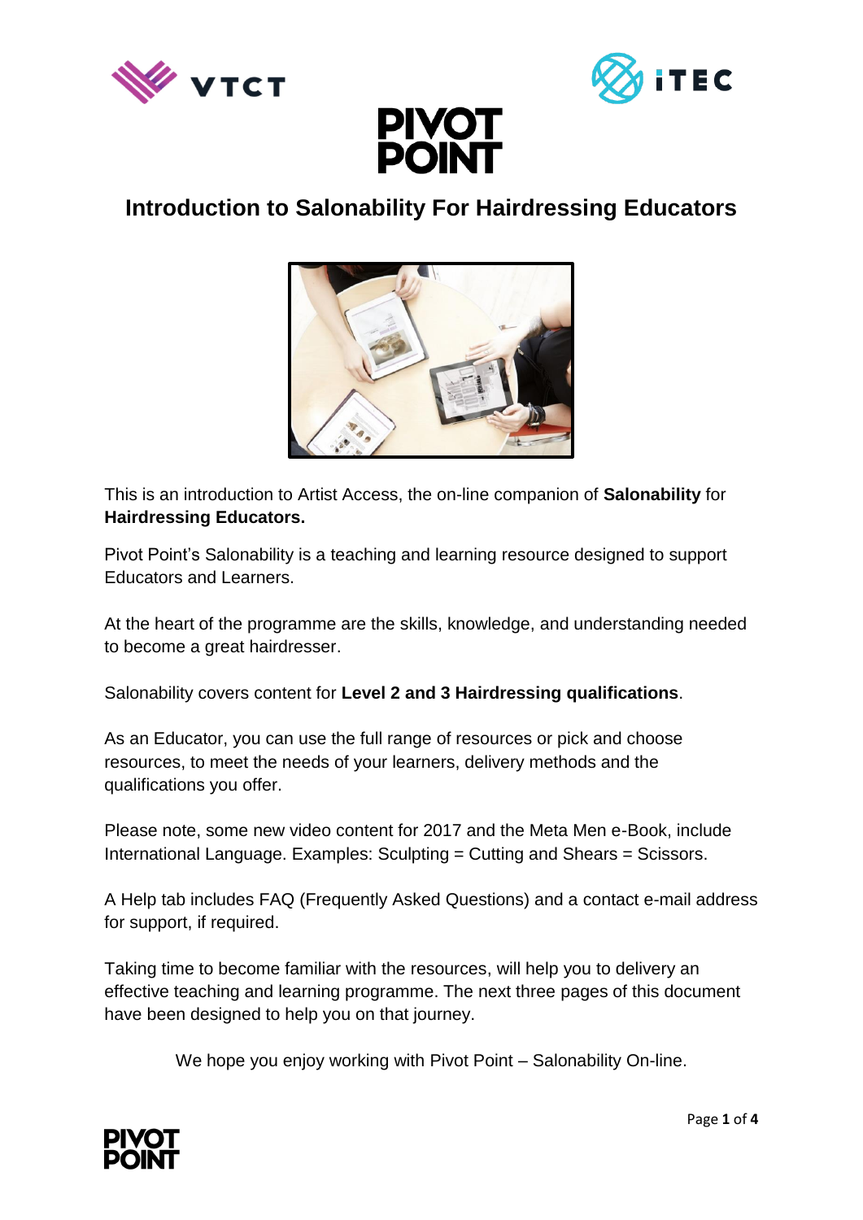# Introduction to Salonability For Hairdressing Educators

This is an introduction to Artist Access, the on-line companion of **Salonability** for **Hairdressing Educators.**

Pivot Point's Salonability is a teaching and learning resource designed to support Educators and Learners.

At the heart of the programme are the skills, knowledge, and understanding needed to become a great hairdresser.

Salonability covers content for **Level 2 and 3 Hairdressing qualifications**.

As an Educator, you can use the full range of resources or pick and choose resources, to meet the needs of your learners, delivery methods and the qualifications you offer.

Please note, some new video content for 2017 and the Meta Men e-Book, include International Language. Examples: Sculpting = Cutting and Shears = Scissors.

A Help tab includes FAQ (Frequently Asked Questions) and a contact e-mail address for support, if required.

Taking time to become familiar with the resources, will help you to delivery an effective teaching and learning programme. The next three pages of this document have been designed to help you on that journey.

We hope you enjoy working with Pivot Point – Salonability On-line.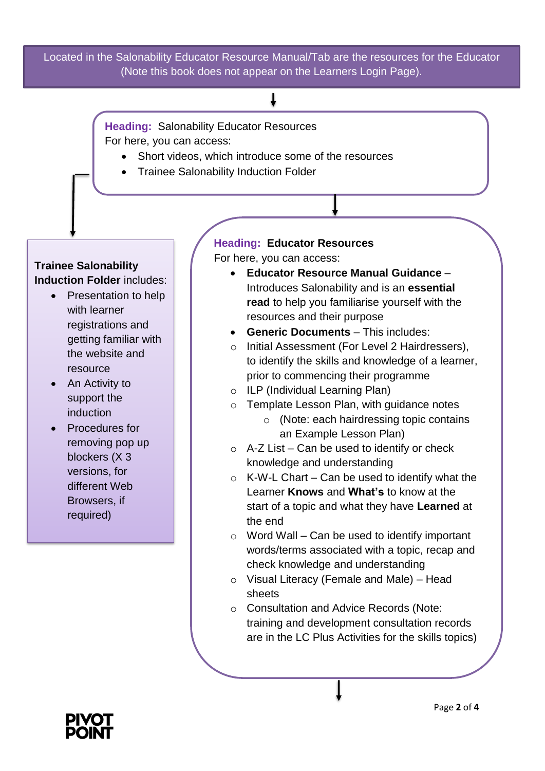Located in the Salonability Educator Resource Manual/Tab are the resources for the Educator (Note this book does not appear on the Learners Login Page).

**Heading:** Salonability Educator Resources

For here, you can access:

- Short videos, which introduce some of the resources
- Trainee Salonability Induction Folder

**Trainee Salonability Induction Folder** includes:

- Presentation to help with learner registrations and getting familiar with the website and resource
- An Activity to support the induction
- Procedures for removing pop up blockers (X 3 versions, for different Web Browsers, if required)

**Heading: Educator Resources**

For here, you can access:

- **Educator Resource Manual Guidance** – Introduces Salonability and is an **essential read** to help you familiarise yourself with the resources and their purpose
- **Generic Documents** – This includes:
  - Initial Assessment (For Level 2 Hairdressers), to identify the skills and knowledge of a learner, prior to commencing their programme
  - ILP (Individual Learning Plan)
  - Template Lesson Plan, with guidance notes
    - (Note: each hairdressing topic contains an Example Lesson Plan)
  - A-Z List – Can be used to identify or check knowledge and understanding
  - K-W-L Chart – Can be used to identify what the Learner **Knows** and **What's** to know at the start of a topic and what they have **Learned** at the end
  - Word Wall – Can be used to identify important words/terms associated with a topic, recap and check knowledge and understanding
  - Visual Literacy (Female and Male) – Head sheets
  - Consultation and Advice Records (Note: training and development consultation records are in the LC Plus Activities for the skills topics)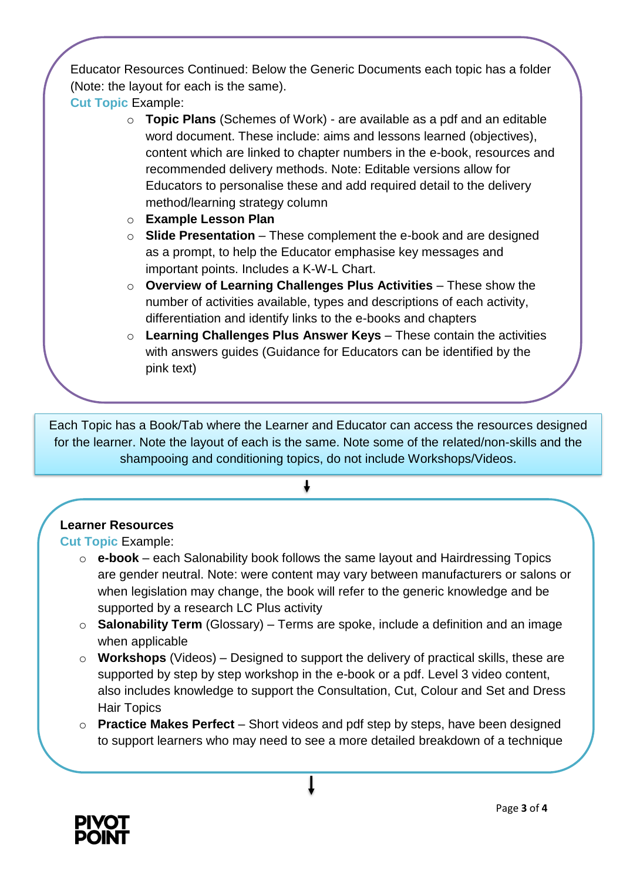Educator Resources Continued: Below the Generic Documents each topic has a folder (Note: the layout for each is the same).

Cut Topic Example:

- **Topic Plans** (Schemes of Work) - are available as a pdf and an editable word document. These include: aims and lessons learned (objectives), content which are linked to chapter numbers in the e-book, resources and recommended delivery methods. Note: Editable versions allow for Educators to personalise these and add required detail to the delivery method/learning strategy column
- **Example Lesson Plan**
- **Slide Presentation** – These complement the e-book and are designed as a prompt, to help the Educator emphasise key messages and important points. Includes a K-W-L Chart.
- **Overview of Learning Challenges Plus Activities** – These show the number of activities available, types and descriptions of each activity, differentiation and identify links to the e-books and chapters
- **Learning Challenges Plus Answer Keys** – These contain the activities with answers guides (Guidance for Educators can be identified by the pink text)

Each Topic has a Book/Tab where the Learner and Educator can access the resources designed for the learner. Note the layout of each is the same. Note some of the related/non-skills and the shampooing and conditioning topics, do not include Workshops/Videos.

**Learner Resources**

Cut Topic Example:

- **e-book** – each Salonability book follows the same layout and Hairdressing Topics are gender neutral. Note: were content may vary between manufacturers or salons or when legislation may change, the book will refer to the generic knowledge and be supported by a research LC Plus activity
- **Salonability Term** (Glossary) – Terms are spoke, include a definition and an image when applicable
- **Workshops** (Videos) – Designed to support the delivery of practical skills, these are supported by step by step workshop in the e-book or a pdf. Level 3 video content, also includes knowledge to support the Consultation, Cut, Colour and Set and Dress Hair Topics
- **Practice Makes Perfect** – Short videos and pdf step by steps, have been designed to support learners who may need to see a more detailed breakdown of a technique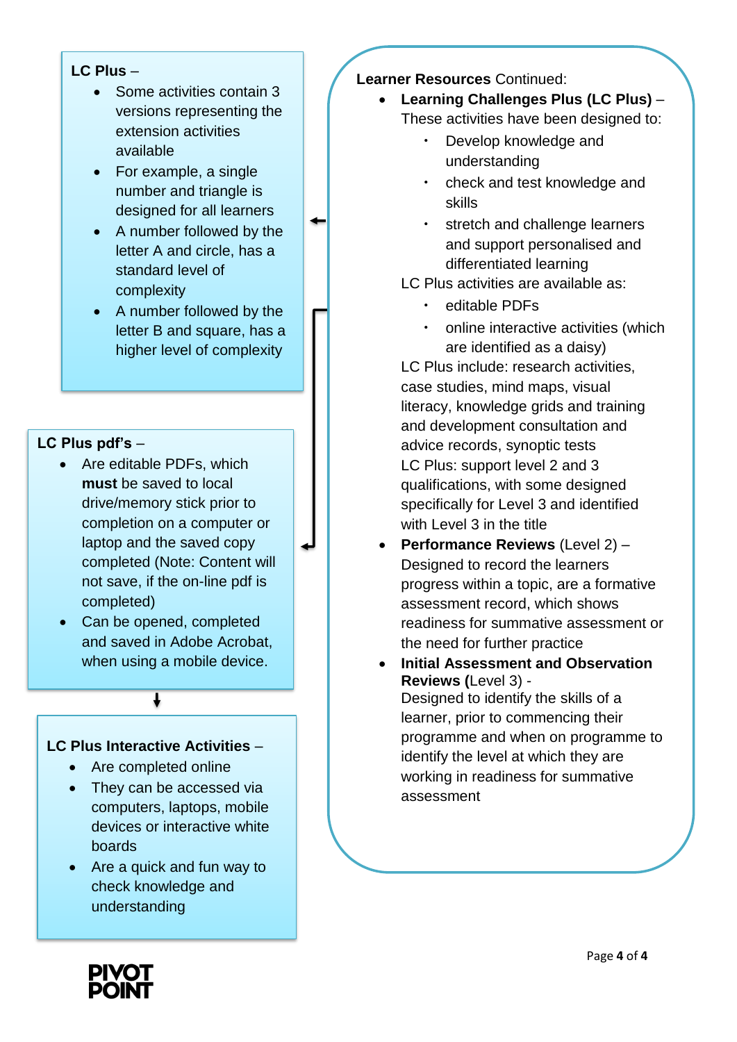**Learner Resources** Continued:

- **Learning Challenges Plus (LC Plus)** – These activities have been designed to:
  - Develop knowledge and understanding
  - check and test knowledge and skills
  - stretch and challenge learners and support personalised and differentiated learning

  LC Plus activities are available as:
  - editable PDFs
  - online interactive activities (which are identified as a daisy)

  LC Plus include: research activities, case studies, mind maps, visual literacy, knowledge grids and training and development consultation and advice records, synoptic tests

  LC Plus: support level 2 and 3 qualifications, with some designed specifically for Level 3 and identified with Level 3 in the title
- **Performance Reviews** (Level 2) – Designed to record the learners progress within a topic, are a formative assessment record, which shows readiness for summative assessment or the need for further practice
- **Initial Assessment and Observation Reviews (**Level 3) - Designed to identify the skills of a learner, prior to commencing their programme and when on programme to identify the level at which they are working in readiness for summative assessment

**LC Plus** –

- Some activities contain 3 versions representing the extension activities available
- For example, a single number and triangle is designed for all learners
- A number followed by the letter A and circle, has a standard level of complexity
- A number followed by the letter B and square, has a higher level of complexity

**LC Plus pdf's** –

- Are editable PDFs, which **must** be saved to local drive/memory stick prior to completion on a computer or laptop and the saved copy completed (Note: Content will not save, if the on-line pdf is completed)
- Can be opened, completed and saved in Adobe Acrobat, when using a mobile device.

**LC Plus Interactive Activities** –

- Are completed online
- They can be accessed via computers, laptops, mobile devices or interactive white boards
- Are a quick and fun way to check knowledge and understanding

PIVOT POINT